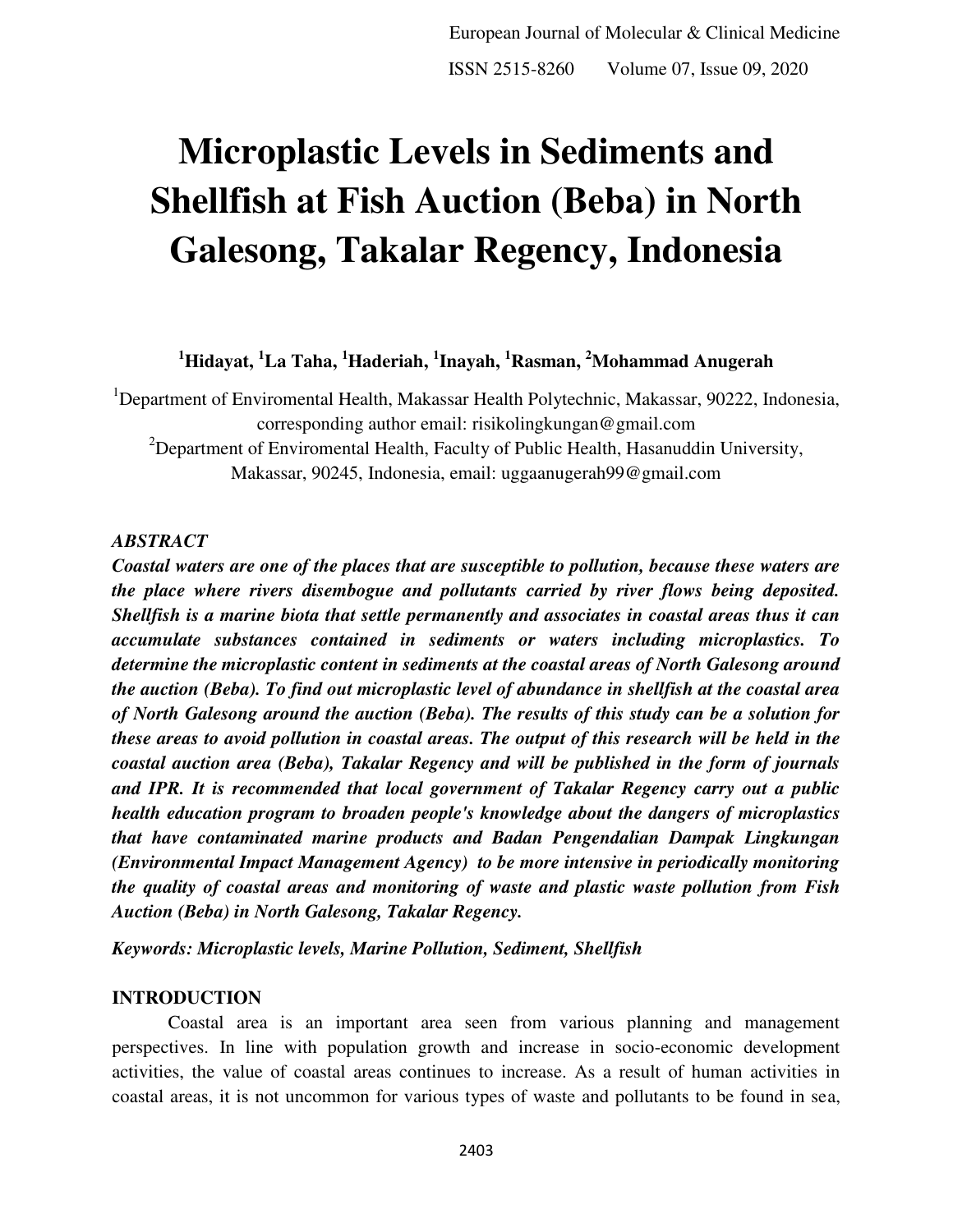# Microplastic Levels in Sediments and Shellfish at Fish Auction (Beba) in North Galesong, Takalar Regency, Indonesia

**[1]Hidayat, [1]La Taha, [1]Haderiah, [1]Inayah, [1]Rasman, [2]Mohammad Anugerah**

[1]Department of Enviromental Health, Makassar Health Polytechnic, Makassar, 90222, Indonesia, corresponding author email: risikolingkungan@gmail.com

[2]Department of Enviromental Health, Faculty of Public Health, Hasanuddin University, Makassar, 90245, Indonesia, email: uggaanugerah99@gmail.com

### *ABSTRACT*

***Coastal waters are one of the places that are susceptible to pollution, because these waters are the place where rivers disembogue and pollutants carried by river flows being deposited. Shellfish is a marine biota that settle permanently and associates in coastal areas thus it can accumulate substances contained in sediments or waters including microplastics. To determine the microplastic content in sediments at the coastal areas of North Galesong around the auction (Beba). To find out microplastic level of abundance in shellfish at the coastal area of North Galesong around the auction (Beba). The results of this study can be a solution for these areas to avoid pollution in coastal areas. The output of this research will be held in the coastal auction area (Beba), Takalar Regency and will be published in the form of journals and IPR. It is recommended that local government of Takalar Regency carry out a public health education program to broaden people's knowledge about the dangers of microplastics that have contaminated marine products and Badan Pengendalian Dampak Lingkungan (Environmental Impact Management Agency) to be more intensive in periodically monitoring the quality of coastal areas and monitoring of waste and plastic waste pollution from Fish Auction (Beba) in North Galesong, Takalar Regency.***

***Keywords: Microplastic levels, Marine Pollution, Sediment, Shellfish***

## INTRODUCTION

Coastal area is an important area seen from various planning and management perspectives. In line with population growth and increase in socio-economic development activities, the value of coastal areas continues to increase. As a result of human activities in coastal areas, it is not uncommon for various types of waste and pollutants to be found in sea,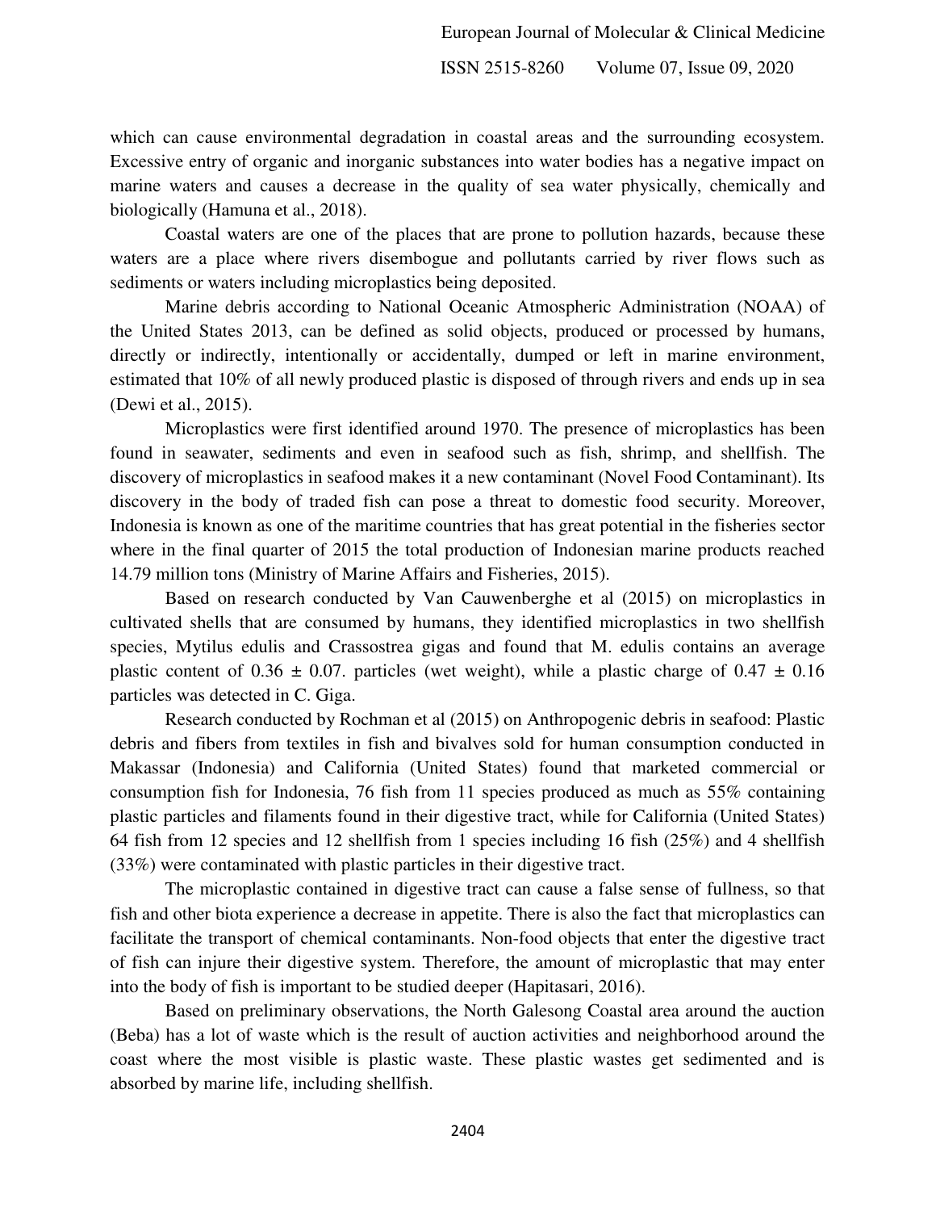which can cause environmental degradation in coastal areas and the surrounding ecosystem. Excessive entry of organic and inorganic substances into water bodies has a negative impact on marine waters and causes a decrease in the quality of sea water physically, chemically and biologically (Hamuna et al., 2018).

Coastal waters are one of the places that are prone to pollution hazards, because these waters are a place where rivers disembogue and pollutants carried by river flows such as sediments or waters including microplastics being deposited.

Marine debris according to National Oceanic Atmospheric Administration (NOAA) of the United States 2013, can be defined as solid objects, produced or processed by humans, directly or indirectly, intentionally or accidentally, dumped or left in marine environment, estimated that 10% of all newly produced plastic is disposed of through rivers and ends up in sea (Dewi et al., 2015).

Microplastics were first identified around 1970. The presence of microplastics has been found in seawater, sediments and even in seafood such as fish, shrimp, and shellfish. The discovery of microplastics in seafood makes it a new contaminant (Novel Food Contaminant). Its discovery in the body of traded fish can pose a threat to domestic food security. Moreover, Indonesia is known as one of the maritime countries that has great potential in the fisheries sector where in the final quarter of 2015 the total production of Indonesian marine products reached 14.79 million tons (Ministry of Marine Affairs and Fisheries, 2015).

Based on research conducted by Van Cauwenberghe et al (2015) on microplastics in cultivated shells that are consumed by humans, they identified microplastics in two shellfish species, Mytilus edulis and Crassostrea gigas and found that M. edulis contains an average plastic content of $0.36 \pm 0.07$. particles (wet weight), while a plastic charge of $0.47 \pm 0.16$ particles was detected in C. Giga.

Research conducted by Rochman et al (2015) on Anthropogenic debris in seafood: Plastic debris and fibers from textiles in fish and bivalves sold for human consumption conducted in Makassar (Indonesia) and California (United States) found that marketed commercial or consumption fish for Indonesia, 76 fish from 11 species produced as much as 55% containing plastic particles and filaments found in their digestive tract, while for California (United States) 64 fish from 12 species and 12 shellfish from 1 species including 16 fish (25%) and 4 shellfish (33%) were contaminated with plastic particles in their digestive tract.

The microplastic contained in digestive tract can cause a false sense of fullness, so that fish and other biota experience a decrease in appetite. There is also the fact that microplastics can facilitate the transport of chemical contaminants. Non-food objects that enter the digestive tract of fish can injure their digestive system. Therefore, the amount of microplastic that may enter into the body of fish is important to be studied deeper (Hapitasari, 2016).

Based on preliminary observations, the North Galesong Coastal area around the auction (Beba) has a lot of waste which is the result of auction activities and neighborhood around the coast where the most visible is plastic waste. These plastic wastes get sedimented and is absorbed by marine life, including shellfish.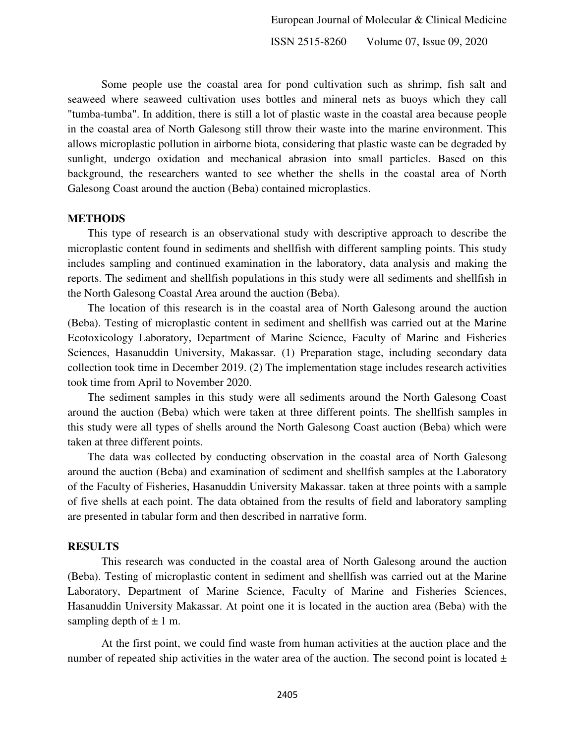Some people use the coastal area for pond cultivation such as shrimp, fish salt and seaweed where seaweed cultivation uses bottles and mineral nets as buoys which they call "tumba-tumba". In addition, there is still a lot of plastic waste in the coastal area because people in the coastal area of North Galesong still throw their waste into the marine environment. This allows microplastic pollution in airborne biota, considering that plastic waste can be degraded by sunlight, undergo oxidation and mechanical abrasion into small particles. Based on this background, the researchers wanted to see whether the shells in the coastal area of North Galesong Coast around the auction (Beba) contained microplastics.

## METHODS

This type of research is an observational study with descriptive approach to describe the microplastic content found in sediments and shellfish with different sampling points. This study includes sampling and continued examination in the laboratory, data analysis and making the reports. The sediment and shellfish populations in this study were all sediments and shellfish in the North Galesong Coastal Area around the auction (Beba).

The location of this research is in the coastal area of North Galesong around the auction (Beba). Testing of microplastic content in sediment and shellfish was carried out at the Marine Ecotoxicology Laboratory, Department of Marine Science, Faculty of Marine and Fisheries Sciences, Hasanuddin University, Makassar. (1) Preparation stage, including secondary data collection took time in December 2019. (2) The implementation stage includes research activities took time from April to November 2020.

The sediment samples in this study were all sediments around the North Galesong Coast around the auction (Beba) which were taken at three different points. The shellfish samples in this study were all types of shells around the North Galesong Coast auction (Beba) which were taken at three different points.

The data was collected by conducting observation in the coastal area of North Galesong around the auction (Beba) and examination of sediment and shellfish samples at the Laboratory of the Faculty of Fisheries, Hasanuddin University Makassar. taken at three points with a sample of five shells at each point. The data obtained from the results of field and laboratory sampling are presented in tabular form and then described in narrative form.

## RESULTS

This research was conducted in the coastal area of North Galesong around the auction (Beba). Testing of microplastic content in sediment and shellfish was carried out at the Marine Laboratory, Department of Marine Science, Faculty of Marine and Fisheries Sciences, Hasanuddin University Makassar. At point one it is located in the auction area (Beba) with the sampling depth of ± 1 m.

At the first point, we could find waste from human activities at the auction place and the number of repeated ship activities in the water area of the auction. The second point is located ±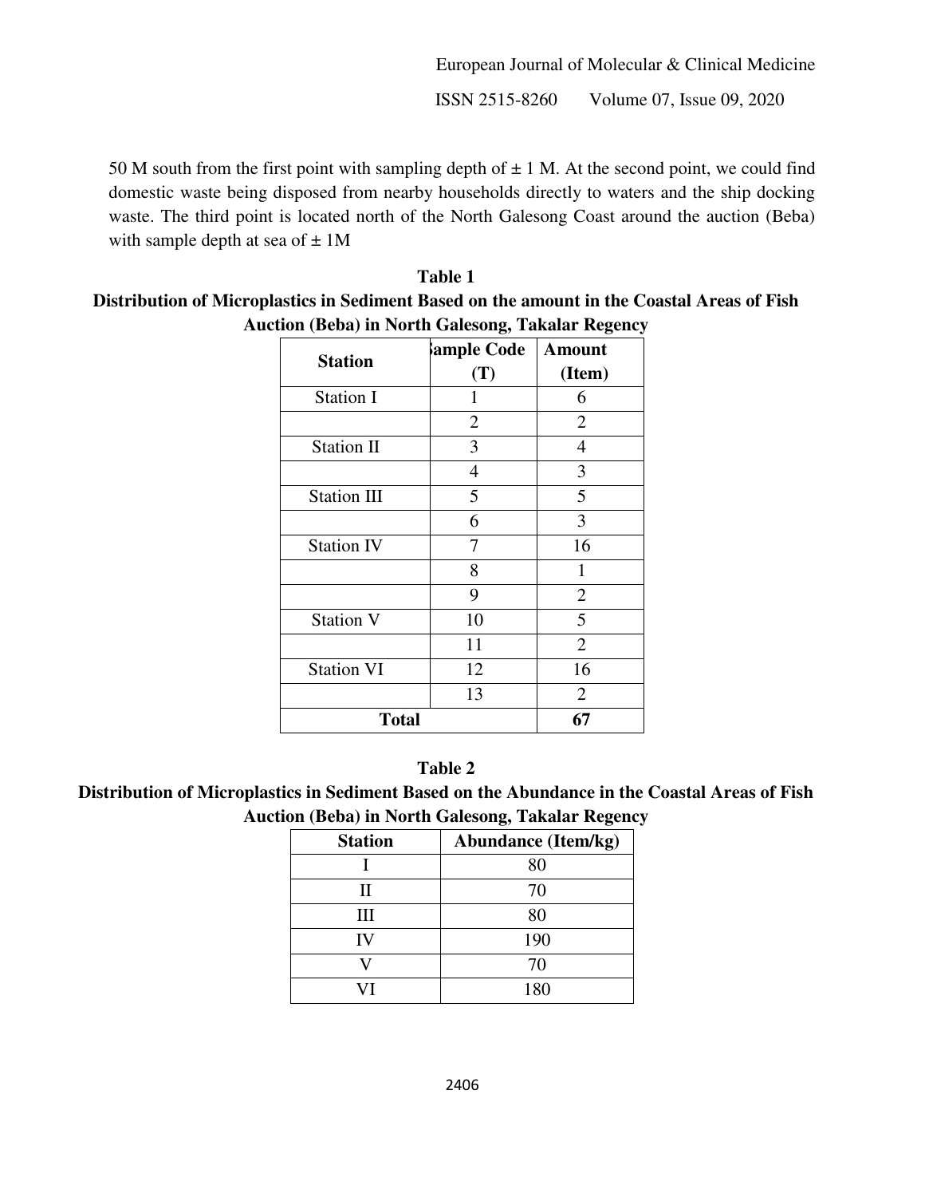50 M south from the first point with sampling depth of ± 1 M. At the second point, we could find domestic waste being disposed from nearby households directly to waters and the ship docking waste. The third point is located north of the North Galesong Coast around the auction (Beba) with sample depth at sea of ± 1M

**Table 1**
**Distribution of Microplastics in Sediment Based on the amount in the Coastal Areas of Fish Auction (Beba) in North Galesong, Takalar Regency**

| Station | Sample Code (T) | Amount (Item) |
|---|---|---|
| Station I | 1 | 6 |
| | 2 | 2 |
| Station II | 3 | 4 |
| | 4 | 3 |
| Station III | 5 | 5 |
| | 6 | 3 |
| Station IV | 7 | 16 |
| | 8 | 1 |
| | 9 | 2 |
| Station V | 10 | 5 |
| | 11 | 2 |
| Station VI | 12 | 16 |
| | 13 | 2 |
| **Total** | | **67** |

**Table 2**
**Distribution of Microplastics in Sediment Based on the Abundance in the Coastal Areas of Fish Auction (Beba) in North Galesong, Takalar Regency**

| Station | Abundance (Item/kg) |
|---|---|
| I | 80 |
| II | 70 |
| III | 80 |
| IV | 190 |
| V | 70 |
| VI | 180 |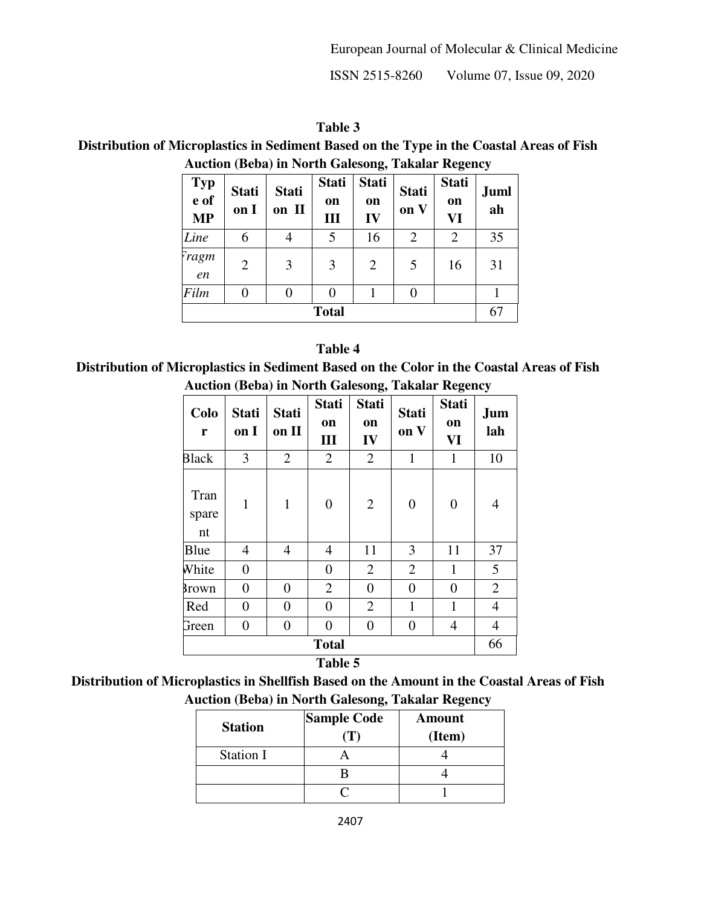**Table 3**

**Distribution of Microplastics in Sediment Based on the Type in the Coastal Areas of Fish Auction (Beba) in North Galesong, Takalar Regency**

| Type of MP | Station I | Station II | Station III | Station IV | Station V | Station VI | Jumlah |
|---|---|---|---|---|---|---|---|
| *Line* | 6 | 4 | 5 | 16 | 2 | 2 | 35 |
| *Fragmen* | 2 | 3 | 3 | 2 | 5 | 16 | 31 |
| *Film* | 0 | 0 | 0 | 1 | 0 | | 1 |
| **Total** | | | | | | | 67 |

**Table 4**

**Distribution of Microplastics in Sediment Based on the Color in the Coastal Areas of Fish Auction (Beba) in North Galesong, Takalar Regency**

| Color | Station I | Station II | Station III | Station IV | Station V | Station VI | Jumlah |
|---|---|---|---|---|---|---|---|
| Black | 3 | 2 | 2 | 2 | 1 | 1 | 10 |
| Transparent | 1 | 1 | 0 | 2 | 0 | 0 | 4 |
| Blue | 4 | 4 | 4 | 11 | 3 | 11 | 37 |
| White | 0 | | 0 | 2 | 2 | 1 | 5 |
| Brown | 0 | 0 | 2 | 0 | 0 | 0 | 2 |
| Red | 0 | 0 | 0 | 2 | 1 | 1 | 4 |
| Green | 0 | 0 | 0 | 0 | 0 | 4 | 4 |
| **Total** | | | | | | | 66 |

**Table 5**

**Distribution of Microplastics in Shellfish Based on the Amount in the Coastal Areas of Fish Auction (Beba) in North Galesong, Takalar Regency**

| Station | Sample Code (T) | Amount (Item) |
|---|---|---|
| Station I | A | 4 |
| | B | 4 |
| | C | 1 |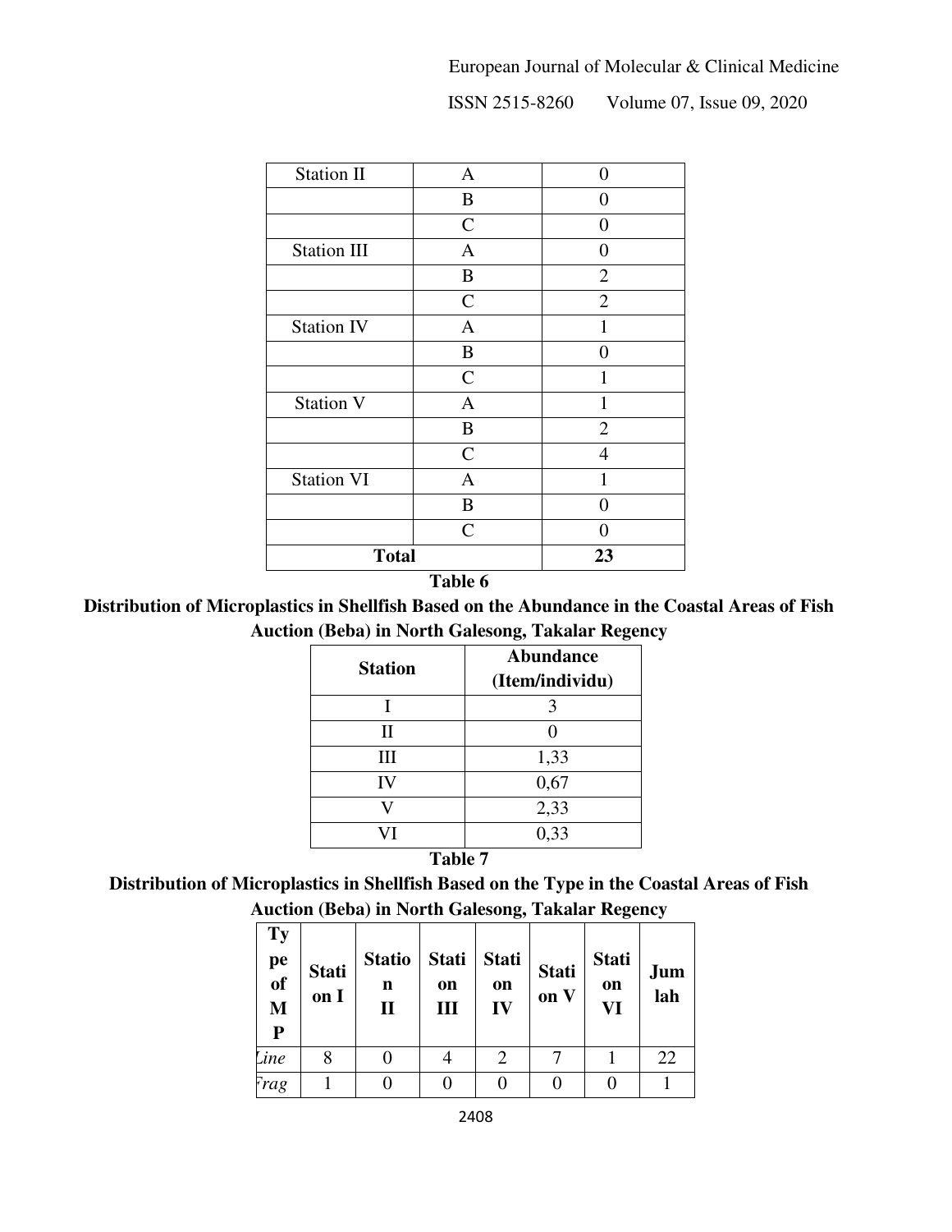| Station II | A | 0 |
|---|---|---|
| | B | 0 |
| | C | 0 |
| Station III | A | 0 |
| | B | 2 |
| | C | 2 |
| Station IV | A | 1 |
| | B | 0 |
| | C | 1 |
| Station V | A | 1 |
| | B | 2 |
| | C | 4 |
| Station VI | A | 1 |
| | B | 0 |
| | C | 0 |
| **Total** | | **23** |

**Table 6**

**Distribution of Microplastics in Shellfish Based on the Abundance in the Coastal Areas of Fish Auction (Beba) in North Galesong, Takalar Regency**

| Station | Abundance (Item/individu) |
|---|---|
| I | 3 |
| II | 0 |
| III | 1,33 |
| IV | 0,67 |
| V | 2,33 |
| VI | 0,33 |

**Table 7**

**Distribution of Microplastics in Shellfish Based on the Type in the Coastal Areas of Fish Auction (Beba) in North Galesong, Takalar Regency**

| Type of MP | Station I | Station II | Station III | Station IV | Station V | Station VI | Jumlah |
|---|---|---|---|---|---|---|---|
| *Line* | 8 | 0 | 4 | 2 | 7 | 1 | 22 |
| *Frag* | 1 | 0 | 0 | 0 | 0 | 0 | 1 |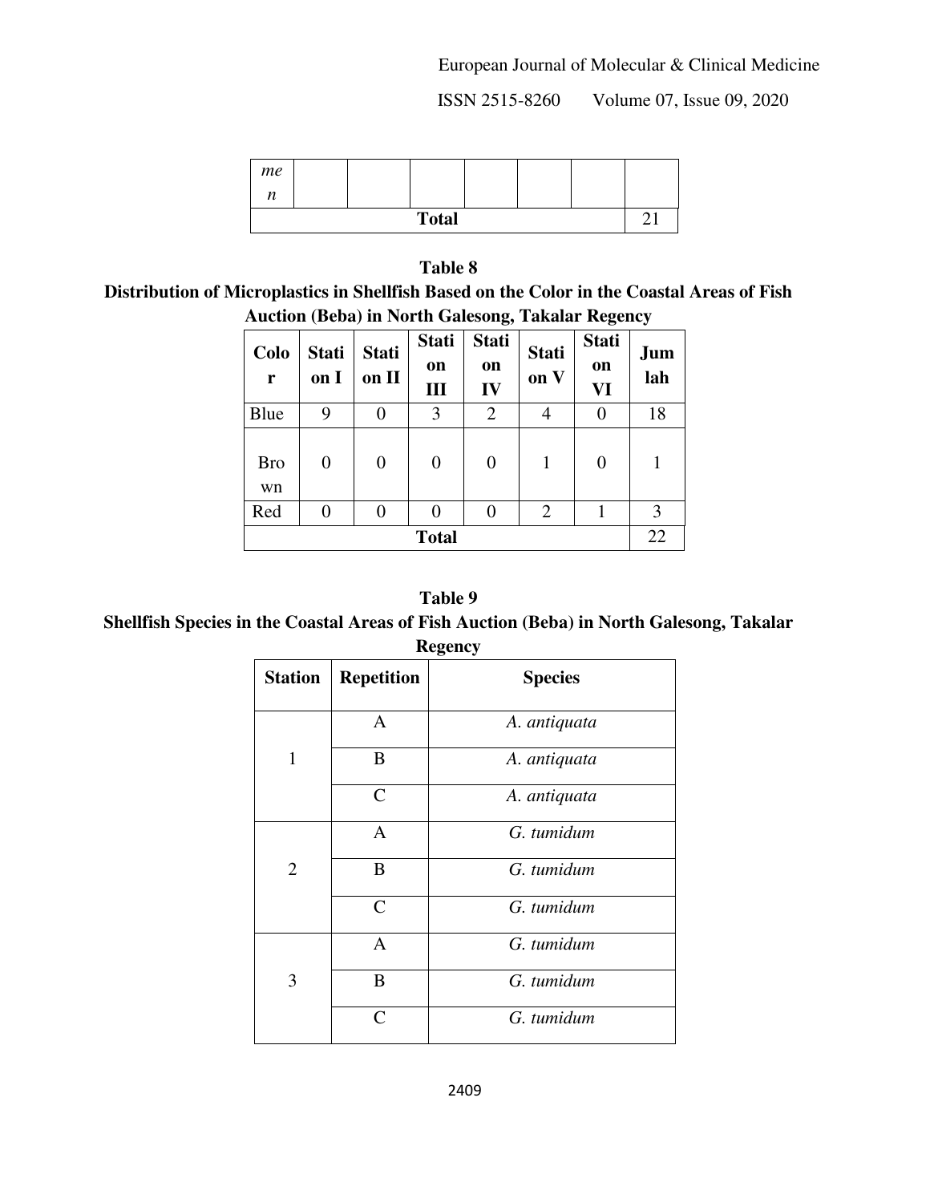| men | | | | | | | |
|---|---|---|---|---|---|---|---|
| Total | | | | | | | 21 |

**Table 8**

**Distribution of Microplastics in Shellfish Based on the Color in the Coastal Areas of Fish Auction (Beba) in North Galesong, Takalar Regency**

| Color | Station I | Station II | Station III | Station IV | Station V | Station VI | Jumlah |
|---|---|---|---|---|---|---|---|
| Blue | 9 | 0 | 3 | 2 | 4 | 0 | 18 |
| Brown | 0 | 0 | 0 | 0 | 1 | 0 | 1 |
| Red | 0 | 0 | 0 | 0 | 2 | 1 | 3 |
| **Total** | | | | | | | 22 |

**Table 9**

**Shellfish Species in the Coastal Areas of Fish Auction (Beba) in North Galesong, Takalar Regency**

| Station | Repetition | Species |
|---|---|---|
| 1 | A | *A. antiquata* |
| | B | *A. antiquata* |
| | C | *A. antiquata* |
| 2 | A | *G. tumidum* |
| | B | *G. tumidum* |
| | C | *G. tumidum* |
| 3 | A | *G. tumidum* |
| | B | *G. tumidum* |
| | C | *G. tumidum* |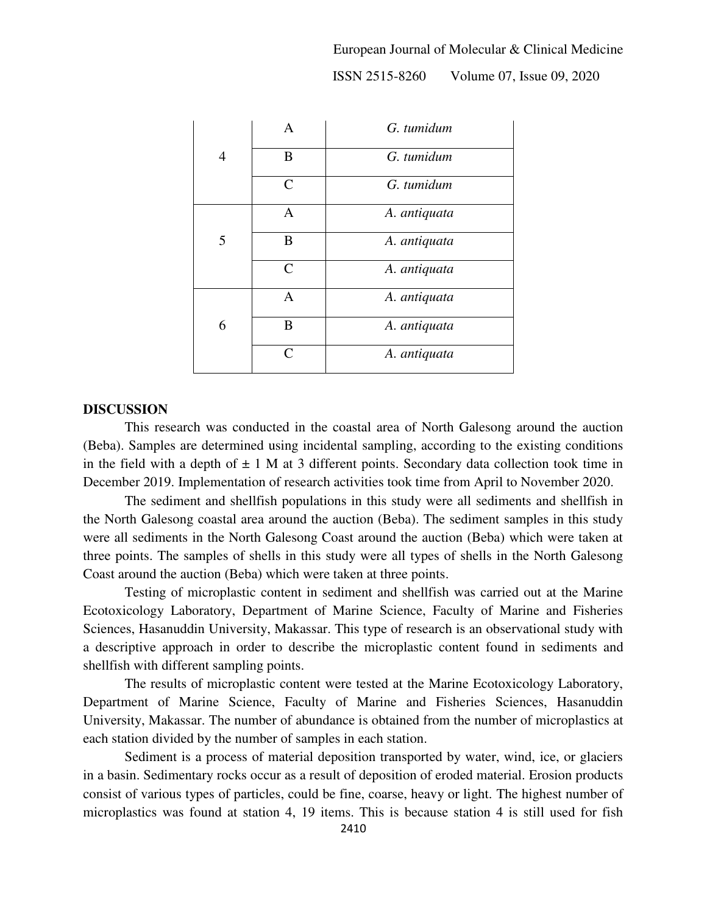| | | |
|---|---|---|
| 4 | A | *G. tumidum* |
| | B | *G. tumidum* |
| | C | *G. tumidum* |
| 5 | A | *A. antiquata* |
| | B | *A. antiquata* |
| | C | *A. antiquata* |
| 6 | A | *A. antiquata* |
| | B | *A. antiquata* |
| | C | *A. antiquata* |

**DISCUSSION**

This research was conducted in the coastal area of North Galesong around the auction (Beba). Samples are determined using incidental sampling, according to the existing conditions in the field with a depth of ± 1 M at 3 different points. Secondary data collection took time in December 2019. Implementation of research activities took time from April to November 2020.

The sediment and shellfish populations in this study were all sediments and shellfish in the North Galesong coastal area around the auction (Beba). The sediment samples in this study were all sediments in the North Galesong Coast around the auction (Beba) which were taken at three points. The samples of shells in this study were all types of shells in the North Galesong Coast around the auction (Beba) which were taken at three points.

Testing of microplastic content in sediment and shellfish was carried out at the Marine Ecotoxicology Laboratory, Department of Marine Science, Faculty of Marine and Fisheries Sciences, Hasanuddin University, Makassar. This type of research is an observational study with a descriptive approach in order to describe the microplastic content found in sediments and shellfish with different sampling points.

The results of microplastic content were tested at the Marine Ecotoxicology Laboratory, Department of Marine Science, Faculty of Marine and Fisheries Sciences, Hasanuddin University, Makassar. The number of abundance is obtained from the number of microplastics at each station divided by the number of samples in each station.

Sediment is a process of material deposition transported by water, wind, ice, or glaciers in a basin. Sedimentary rocks occur as a result of deposition of eroded material. Erosion products consist of various types of particles, could be fine, coarse, heavy or light. The highest number of microplastics was found at station 4, 19 items. This is because station 4 is still used for fish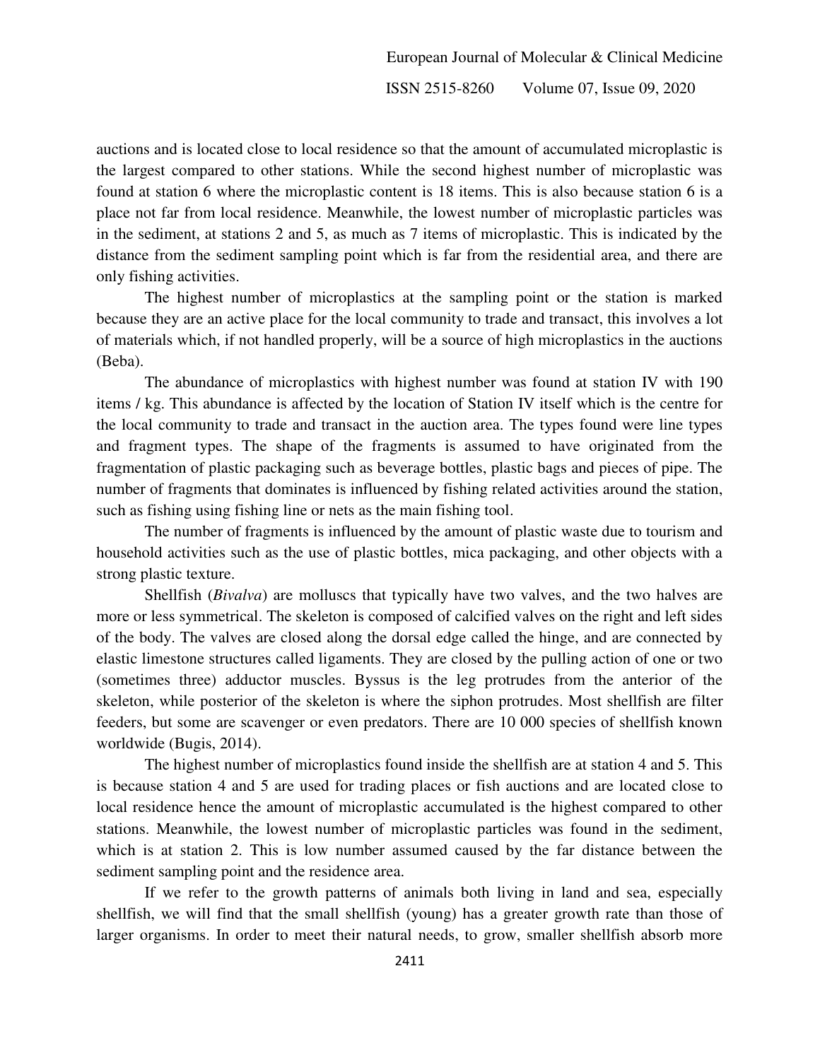auctions and is located close to local residence so that the amount of accumulated microplastic is the largest compared to other stations. While the second highest number of microplastic was found at station 6 where the microplastic content is 18 items. This is also because station 6 is a place not far from local residence. Meanwhile, the lowest number of microplastic particles was in the sediment, at stations 2 and 5, as much as 7 items of microplastic. This is indicated by the distance from the sediment sampling point which is far from the residential area, and there are only fishing activities.

The highest number of microplastics at the sampling point or the station is marked because they are an active place for the local community to trade and transact, this involves a lot of materials which, if not handled properly, will be a source of high microplastics in the auctions (Beba).

The abundance of microplastics with highest number was found at station IV with 190 items / kg. This abundance is affected by the location of Station IV itself which is the centre for the local community to trade and transact in the auction area. The types found were line types and fragment types. The shape of the fragments is assumed to have originated from the fragmentation of plastic packaging such as beverage bottles, plastic bags and pieces of pipe. The number of fragments that dominates is influenced by fishing related activities around the station, such as fishing using fishing line or nets as the main fishing tool.

The number of fragments is influenced by the amount of plastic waste due to tourism and household activities such as the use of plastic bottles, mica packaging, and other objects with a strong plastic texture.

Shellfish (*Bivalva*) are molluscs that typically have two valves, and the two halves are more or less symmetrical. The skeleton is composed of calcified valves on the right and left sides of the body. The valves are closed along the dorsal edge called the hinge, and are connected by elastic limestone structures called ligaments. They are closed by the pulling action of one or two (sometimes three) adductor muscles. Byssus is the leg protrudes from the anterior of the skeleton, while posterior of the skeleton is where the siphon protrudes. Most shellfish are filter feeders, but some are scavenger or even predators. There are 10 000 species of shellfish known worldwide (Bugis, 2014).

The highest number of microplastics found inside the shellfish are at station 4 and 5. This is because station 4 and 5 are used for trading places or fish auctions and are located close to local residence hence the amount of microplastic accumulated is the highest compared to other stations. Meanwhile, the lowest number of microplastic particles was found in the sediment, which is at station 2. This is low number assumed caused by the far distance between the sediment sampling point and the residence area.

If we refer to the growth patterns of animals both living in land and sea, especially shellfish, we will find that the small shellfish (young) has a greater growth rate than those of larger organisms. In order to meet their natural needs, to grow, smaller shellfish absorb more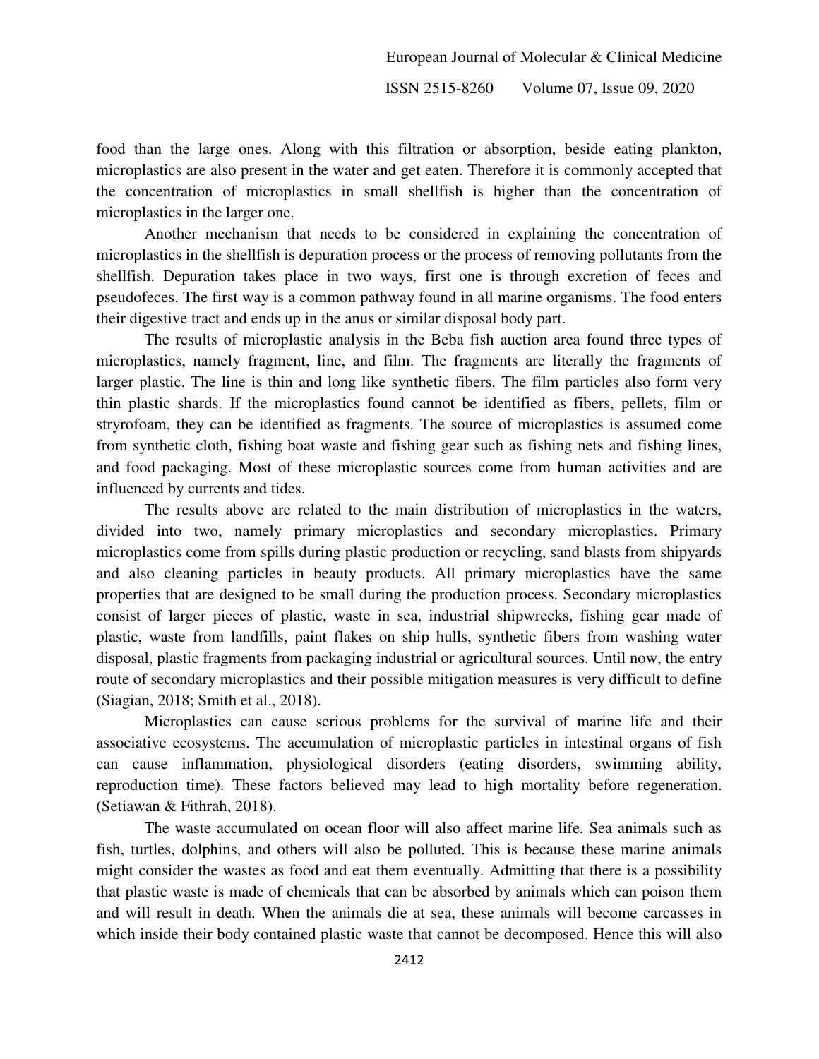food than the large ones. Along with this filtration or absorption, beside eating plankton, microplastics are also present in the water and get eaten. Therefore it is commonly accepted that the concentration of microplastics in small shellfish is higher than the concentration of microplastics in the larger one.

Another mechanism that needs to be considered in explaining the concentration of microplastics in the shellfish is depuration process or the process of removing pollutants from the shellfish. Depuration takes place in two ways, first one is through excretion of feces and pseudofeces. The first way is a common pathway found in all marine organisms. The food enters their digestive tract and ends up in the anus or similar disposal body part.

The results of microplastic analysis in the Beba fish auction area found three types of microplastics, namely fragment, line, and film. The fragments are literally the fragments of larger plastic. The line is thin and long like synthetic fibers. The film particles also form very thin plastic shards. If the microplastics found cannot be identified as fibers, pellets, film or stryrofoam, they can be identified as fragments. The source of microplastics is assumed come from synthetic cloth, fishing boat waste and fishing gear such as fishing nets and fishing lines, and food packaging. Most of these microplastic sources come from human activities and are influenced by currents and tides.

The results above are related to the main distribution of microplastics in the waters, divided into two, namely primary microplastics and secondary microplastics. Primary microplastics come from spills during plastic production or recycling, sand blasts from shipyards and also cleaning particles in beauty products. All primary microplastics have the same properties that are designed to be small during the production process. Secondary microplastics consist of larger pieces of plastic, waste in sea, industrial shipwrecks, fishing gear made of plastic, waste from landfills, paint flakes on ship hulls, synthetic fibers from washing water disposal, plastic fragments from packaging industrial or agricultural sources. Until now, the entry route of secondary microplastics and their possible mitigation measures is very difficult to define (Siagian, 2018; Smith et al., 2018).

Microplastics can cause serious problems for the survival of marine life and their associative ecosystems. The accumulation of microplastic particles in intestinal organs of fish can cause inflammation, physiological disorders (eating disorders, swimming ability, reproduction time). These factors believed may lead to high mortality before regeneration. (Setiawan & Fithrah, 2018).

The waste accumulated on ocean floor will also affect marine life. Sea animals such as fish, turtles, dolphins, and others will also be polluted. This is because these marine animals might consider the wastes as food and eat them eventually. Admitting that there is a possibility that plastic waste is made of chemicals that can be absorbed by animals which can poison them and will result in death. When the animals die at sea, these animals will become carcasses in which inside their body contained plastic waste that cannot be decomposed. Hence this will also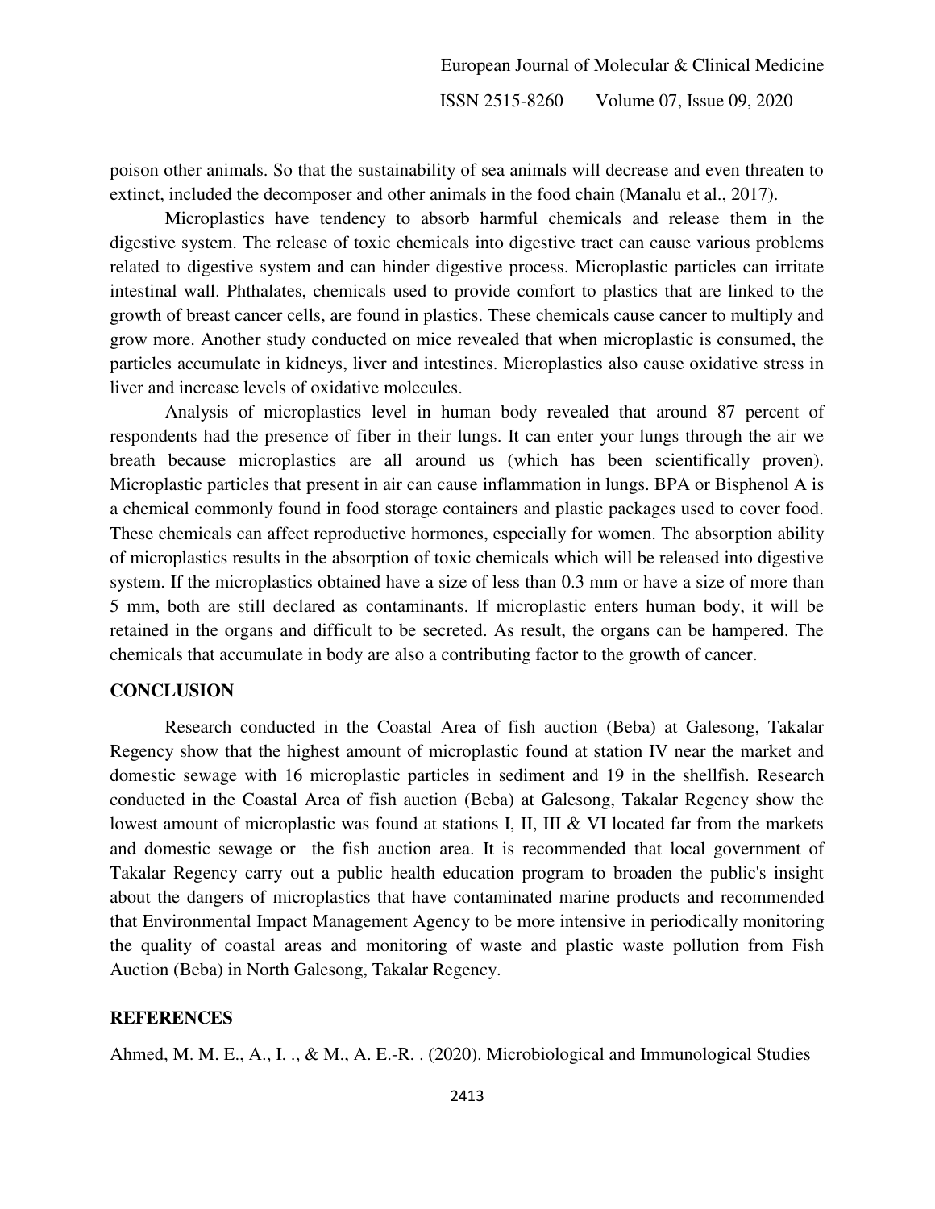poison other animals. So that the sustainability of sea animals will decrease and even threaten to extinct, included the decomposer and other animals in the food chain (Manalu et al., 2017).

Microplastics have tendency to absorb harmful chemicals and release them in the digestive system. The release of toxic chemicals into digestive tract can cause various problems related to digestive system and can hinder digestive process. Microplastic particles can irritate intestinal wall. Phthalates, chemicals used to provide comfort to plastics that are linked to the growth of breast cancer cells, are found in plastics. These chemicals cause cancer to multiply and grow more. Another study conducted on mice revealed that when microplastic is consumed, the particles accumulate in kidneys, liver and intestines. Microplastics also cause oxidative stress in liver and increase levels of oxidative molecules.

Analysis of microplastics level in human body revealed that around 87 percent of respondents had the presence of fiber in their lungs. It can enter your lungs through the air we breath because microplastics are all around us (which has been scientifically proven). Microplastic particles that present in air can cause inflammation in lungs. BPA or Bisphenol A is a chemical commonly found in food storage containers and plastic packages used to cover food. These chemicals can affect reproductive hormones, especially for women. The absorption ability of microplastics results in the absorption of toxic chemicals which will be released into digestive system. If the microplastics obtained have a size of less than 0.3 mm or have a size of more than 5 mm, both are still declared as contaminants. If microplastic enters human body, it will be retained in the organs and difficult to be secreted. As result, the organs can be hampered. The chemicals that accumulate in body are also a contributing factor to the growth of cancer.

## CONCLUSION

Research conducted in the Coastal Area of fish auction (Beba) at Galesong, Takalar Regency show that the highest amount of microplastic found at station IV near the market and domestic sewage with 16 microplastic particles in sediment and 19 in the shellfish. Research conducted in the Coastal Area of fish auction (Beba) at Galesong, Takalar Regency show the lowest amount of microplastic was found at stations I, II, III & VI located far from the markets and domestic sewage or the fish auction area. It is recommended that local government of Takalar Regency carry out a public health education program to broaden the public's insight about the dangers of microplastics that have contaminated marine products and recommended that Environmental Impact Management Agency to be more intensive in periodically monitoring the quality of coastal areas and monitoring of waste and plastic waste pollution from Fish Auction (Beba) in North Galesong, Takalar Regency.

## REFERENCES

Ahmed, M. M. E., A., I. ., & M., A. E.-R. . (2020). Microbiological and Immunological Studies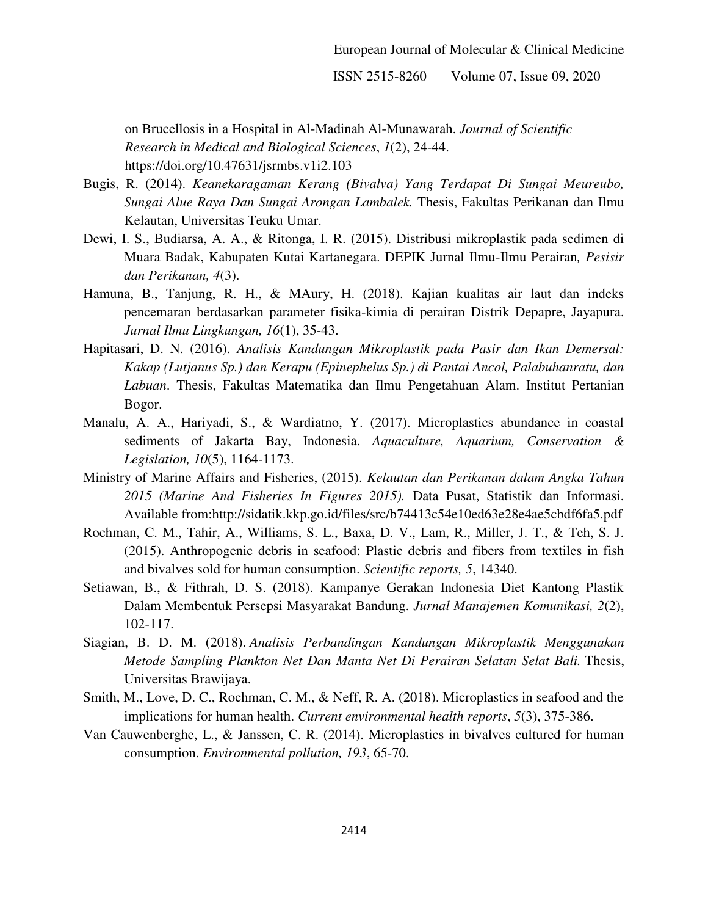on Brucellosis in a Hospital in Al-Madinah Al-Munawarah. *Journal of Scientific Research in Medical and Biological Sciences*, *1*(2), 24-44. https://doi.org/10.47631/jsrmbs.v1i2.103

Bugis, R. (2014). *Keanekaragaman Kerang (Bivalva) Yang Terdapat Di Sungai Meureubo, Sungai Alue Raya Dan Sungai Arongan Lambalek.* Thesis, Fakultas Perikanan dan Ilmu Kelautan, Universitas Teuku Umar.

Dewi, I. S., Budiarsa, A. A., & Ritonga, I. R. (2015). Distribusi mikroplastik pada sedimen di Muara Badak, Kabupaten Kutai Kartanegara. DEPIK Jurnal Ilmu-Ilmu Perairan*, Pesisir dan Perikanan, 4*(3).

Hamuna, B., Tanjung, R. H., & MAury, H. (2018). Kajian kualitas air laut dan indeks pencemaran berdasarkan parameter fisika-kimia di perairan Distrik Depapre, Jayapura. *Jurnal Ilmu Lingkungan, 16*(1), 35-43.

Hapitasari, D. N. (2016). *Analisis Kandungan Mikroplastik pada Pasir dan Ikan Demersal: Kakap (Lutjanus Sp.) dan Kerapu (Epinephelus Sp.) di Pantai Ancol, Palabuhanratu, dan Labuan*. Thesis, Fakultas Matematika dan Ilmu Pengetahuan Alam. Institut Pertanian Bogor.

Manalu, A. A., Hariyadi, S., & Wardiatno, Y. (2017). Microplastics abundance in coastal sediments of Jakarta Bay, Indonesia. *Aquaculture, Aquarium, Conservation & Legislation, 10*(5), 1164-1173.

Ministry of Marine Affairs and Fisheries, (2015). *Kelautan dan Perikanan dalam Angka Tahun 2015 (Marine And Fisheries In Figures 2015).* Data Pusat, Statistik dan Informasi. Available from:http://sidatik.kkp.go.id/files/src/b74413c54e10ed63e28e4ae5cbdf6fa5.pdf

Rochman, C. M., Tahir, A., Williams, S. L., Baxa, D. V., Lam, R., Miller, J. T., & Teh, S. J. (2015). Anthropogenic debris in seafood: Plastic debris and fibers from textiles in fish and bivalves sold for human consumption. *Scientific reports, 5*, 14340.

Setiawan, B., & Fithrah, D. S. (2018). Kampanye Gerakan Indonesia Diet Kantong Plastik Dalam Membentuk Persepsi Masyarakat Bandung. *Jurnal Manajemen Komunikasi, 2*(2), 102-117.

Siagian, B. D. M. (2018). *Analisis Perbandingan Kandungan Mikroplastik Menggunakan Metode Sampling Plankton Net Dan Manta Net Di Perairan Selatan Selat Bali.* Thesis, Universitas Brawijaya.

Smith, M., Love, D. C., Rochman, C. M., & Neff, R. A. (2018). Microplastics in seafood and the implications for human health. *Current environmental health reports*, *5*(3), 375-386.

Van Cauwenberghe, L., & Janssen, C. R. (2014). Microplastics in bivalves cultured for human consumption. *Environmental pollution, 193*, 65-70.